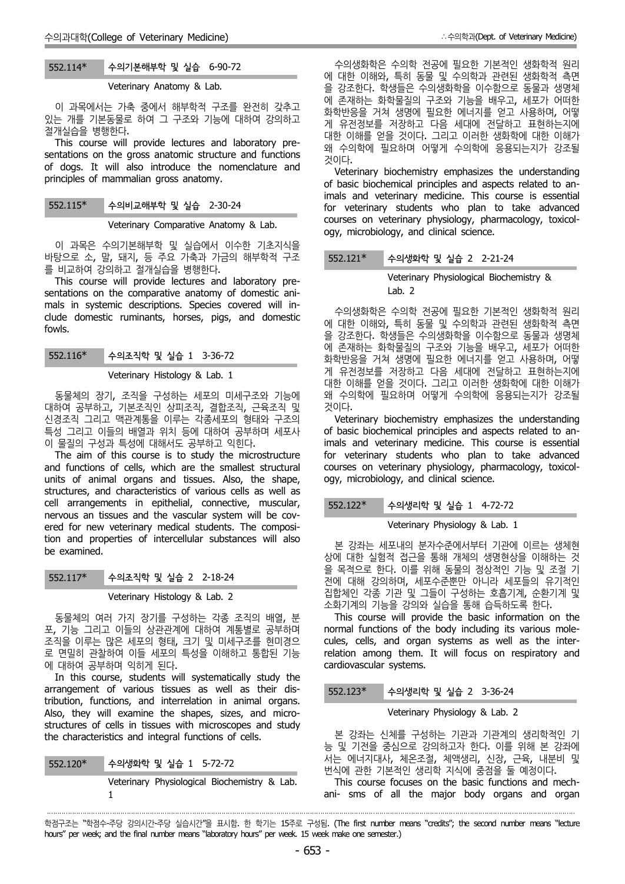### 552.114* 수의기본해부학 및 실습 6-90-72

Veterinary Anatomy & Lab.

이 과목에서는 가축 중에서 해부학적 구조를 완전히 갖추고 있는 개를 기본동물로 하여 그 구조와 기능에 대하여 강의하고 절개실습을 병행한다.

This course will provide lectures and laboratory presentations on the gross anatomic structure and functions of dogs. It will also introduce the nomenclature and principles of mammalian gross anatomy.

### 552.115* 수의비교해부학 및 실습 2-30-24

Veterinary Comparative Anatomy & Lab.

이 과목은 수의기본해부학 및 실습에서 이수한 기초지식을 바탕으로 소, 말, 돼지, 등 주요 가축과 가금의 해부학적 구조를 비교하여 강의하고 절개실습을 병행한다.

This course will provide lectures and laboratory presentations on the comparative anatomy of domestic animals in systemic descriptions. Species covered will include domestic ruminants, horses, pigs, and domestic fowls.

### 552.116* 수의조직학 및 실습 1 3-36-72

Veterinary Histology & Lab. 1

동물체의 장기, 조직을 구성하는 세포의 미세구조와 기능에 대하여 공부하고, 기본조직인 상피조직, 결합조직, 근육조직 및 신경조직 그리고 맥관계통을 이루는 각종세포의 형태와 구조의 특성 그리고 이들의 배열과 위치 등에 대하여 공부하며 세포사이 물질의 구성과 특성에 대해서도 공부하고 익힌다.

The aim of this course is to study the microstructure and functions of cells, which are the smallest structural units of animal organs and tissues. Also, the shape, structures, and characteristics of various cells as well as cell arrangements in epithelial, connective, muscular, nervous an tissues and the vascular system will be covered for new veterinary medical students. The composition and properties of intercellular substances will also be examined.

### 552.117* 수의조직학 및 실습 2 2-18-24

Veterinary Histology & Lab. 2

동물체의 여러 가지 장기를 구성하는 각종 조직의 배열, 분포, 기능 그리고 이들의 상관관계에 대하여 계통별로 공부하며 조직을 이루는 많은 세포의 형태, 크기 및 미세구조를 현미경으로 면밀히 관찰하여 이들 세포의 특성을 이해하고 통합된 기능에 대하여 공부하며 익히게 된다.

In this course, students will systematically study the arrangement of various tissues as well as their distribution, functions, and interrelation in animal organs. Also, they will examine the shapes, sizes, and microstructures of cells in tissues with microscopes and study the characteristics and integral functions of cells.

### 552.120* 수의생화학 및 실습 1 5-72-72

Veterinary Physiological Biochemistry & Lab. 1

수의생화학은 수의학 전공에 필요한 기본적인 생화학적 원리에 대한 이해와, 특히 동물 및 수의학과 관련된 생화학적 측면을 강조한다. 학생들은 수의생화학을 이수함으로 동물과 생명체에 존재하는 화학물질의 구조와 기능을 배우고, 세포가 어떠한 화학반응을 거쳐 생명에 필요한 에너지를 얻고 사용하며, 어떻게 유전정보를 저장하고 다음 세대에 전달하고 표현하는지에 대한 이해를 얻을 것이다. 그리고 이러한 생화학에 대한 이해가 왜 수의학에 필요하며 어떻게 수의학에 응용되는지가 강조될 것이다.

Veterinary biochemistry emphasizes the understanding of basic biochemical principles and aspects related to animals and veterinary medicine. This course is essential for veterinary students who plan to take advanced courses on veterinary physiology, pharmacology, toxicology, microbiology, and clinical science.

### 552.121* 수의생화학 및 실습 2 2-21-24

Veterinary Physiological Biochemistry & Lab. 2

수의생화학은 수의학 전공에 필요한 기본적인 생화학적 원리에 대한 이해와, 특히 동물 및 수의학과 관련된 생화학적 측면을 강조한다. 학생들은 수의생화학을 이수함으로 동물과 생명체에 존재하는 화학물질의 구조와 기능을 배우고, 세포가 어떠한 화학반응을 거쳐 생명에 필요한 에너지를 얻고 사용하며, 어떻게 유전정보를 저장하고 다음 세대에 전달하고 표현하는지에 대한 이해를 얻을 것이다. 그리고 이러한 생화학에 대한 이해가 왜 수의학에 필요하며 어떻게 수의학에 응용되는지가 강조될 것이다.

Veterinary biochemistry emphasizes the understanding of basic biochemical principles and aspects related to animals and veterinary medicine. This course is essential for veterinary students who plan to take advanced courses on veterinary physiology, pharmacology, toxicology, microbiology, and clinical science.

### 552.122* 수의생리학 및 실습 1 4-72-72

Veterinary Physiology & Lab. 1

본 강좌는 세포내의 분자수준에서부터 기관에 이르는 생체현상에 대한 실험적 접근을 통해 개체의 생명현상을 이해하는 것을 목적으로 한다. 이를 위해 동물의 정상적인 기능 및 조절 기전에 대해 강의하며, 세포수준뿐만 아니라 세포들의 유기적인 집합체인 각종 기관 및 그들이 구성하는 호흡기계, 순환기계 및 소화기계의 기능을 강의와 실습을 통해 습득하도록 한다.

This course will provide the basic information on the normal functions of the body including its various molecules, cells, and organ systems as well as the interrelation among them. It will focus on respiratory and cardiovascular systems.

### 552.123* 수의생리학 및 실습 2 3-36-24

Veterinary Physiology & Lab. 2

본 강좌는 신체를 구성하는 기관과 기관계의 생리학적인 기능 및 기전을 중심으로 강의하고자 한다. 이를 위해 본 강좌에서는 에너지대사, 체온조절, 체액생리, 신장, 근육, 내분비 및 번식에 관한 기본적인 생리학 지식에 중점을 둘 예정이다.

This course focuses on the basic functions and mechani- sms of all the major body organs and organ

학점구조는 "학점수-주당 강의시간-주당 실습시간"을 표시함. 한 학기는 15주로 구성됨. (The first number means "credits"; the second number means "lecture hours" per week; and the final number means "laboratory hours" per week. 15 week make one semester.)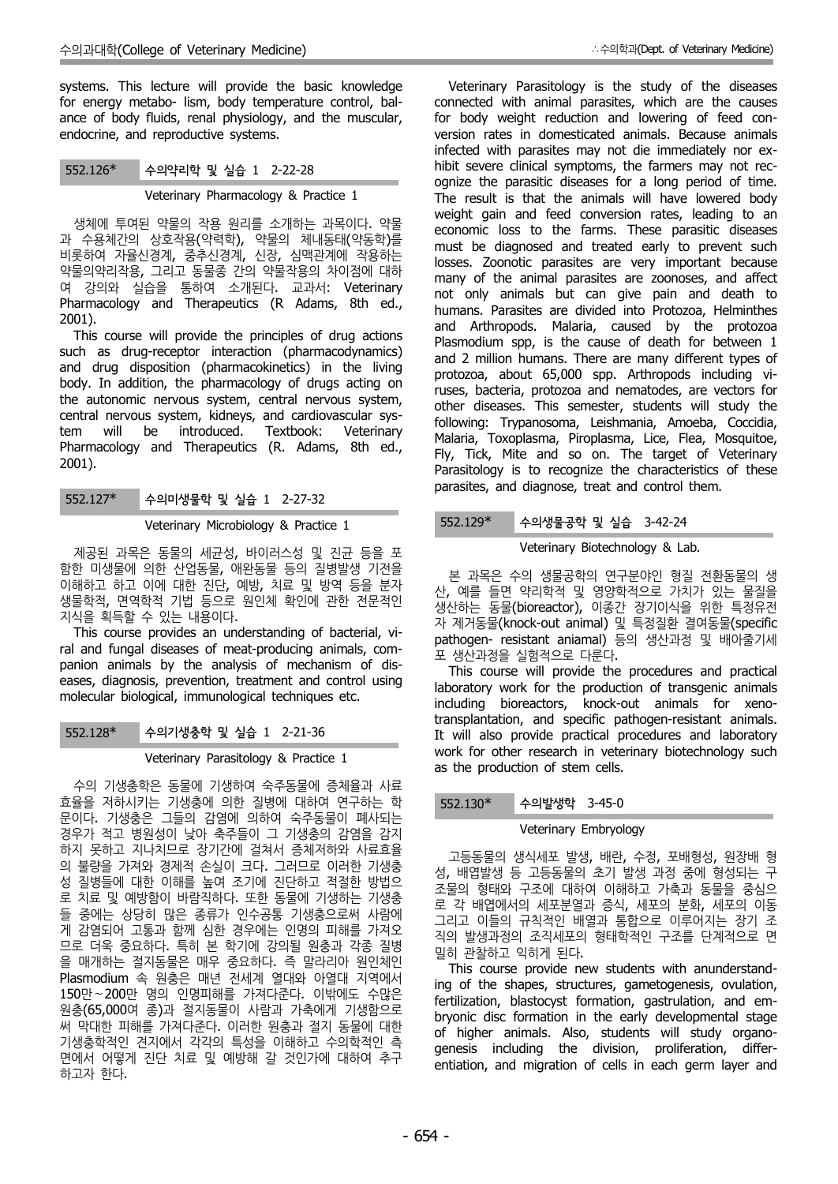systems. This lecture will provide the basic knowledge for energy metabo- lism, body temperature control, balance of body fluids, renal physiology, and the muscular, endocrine, and reproductive systems.

### 552.126* 수의약리학 및 실습 1 2-22-28

Veterinary Pharmacology & Practice 1

생체에 투여된 약물의 작용 원리를 소개하는 과목이다. 약물과 수용체간의 상호작용(약력학), 약물의 체내동태(약동학)를 비롯하여 자율신경계, 중추신경계, 신장, 심맥관계에 작용하는 약물의약리작용, 그리고 동물종 간의 약물작용의 차이점에 대하여 강의와 실습을 통하여 소개된다. 교과서: Veterinary Pharmacology and Therapeutics (R Adams, 8th ed., 2001).

This course will provide the principles of drug actions such as drug-receptor interaction (pharmacodynamics) and drug disposition (pharmacokinetics) in the living body. In addition, the pharmacology of drugs acting on the autonomic nervous system, central nervous system, central nervous system, kidneys, and cardiovascular system will be introduced. Textbook: Veterinary Pharmacology and Therapeutics (R. Adams, 8th ed., 2001).

### 552.127* 수의미생물학 및 실습 1 2-27-32

Veterinary Microbiology & Practice 1

제공된 과목은 동물의 세균성, 바이러스성 및 진균 등을 포함한 미생물에 의한 산업동물, 애완동물 등의 질병발생 기전을 이해하고 하고 이에 대한 진단, 예방, 치료 및 방역 등을 분자생물학적, 면역학적 기법 등으로 원인체 확인에 관한 전문적인 지식을 획득할 수 있는 내용이다.

This course provides an understanding of bacterial, viral and fungal diseases of meat-producing animals, companion animals by the analysis of mechanism of diseases, diagnosis, prevention, treatment and control using molecular biological, immunological techniques etc.

### 552.128* 수의기생충학 및 실습 1 2-21-36

Veterinary Parasitology & Practice 1

수의 기생충학은 동물에 기생하여 숙주동물에 증체율과 사료효율을 저하시키는 기생충에 의한 질병에 대하여 연구하는 학문이다. 기생충은 그들의 감염에 의하여 숙주동물이 폐사되는 경우가 적고 병원성이 낮아 축주들이 그 기생충의 감염을 감지하지 못하고 지나치므로 장기간에 걸쳐서 증체저하와 사료효율의 불량을 가져와 경제적 손실이 크다. 그러므로 이러한 기생충성 질병들에 대한 이해를 높여 조기에 진단하고 적절한 방법으로 치료 및 예방함이 바람직하다. 또한 동물에 기생하는 기생충들 중에는 상당히 많은 종류가 인수공통 기생충으로서 사람에게 감염되어 고통과 함께 심한 경우에는 인명의 피해를 가져오므로 더욱 중요하다. 특히 본 학기에 강의될 원충과 각종 질병을 매개하는 절지동물은 매우 중요하다. 즉 말라리아 원인체인 Plasmodium 속 원충은 매년 전세계 열대와 아열대 지역에서 150만~200만 명의 인명피해를 가져다준다. 이밖에도 수많은 원충(65,000여 종)과 절지동물이 사람과 가축에게 기생함으로써 막대한 피해를 가져다준다. 이러한 원충과 절지 동물에 대한 기생충학적인 견지에서 각각의 특성을 이해하고 수의학적인 측면에서 어떻게 진단 치료 및 예방해 갈 것인가에 대하여 추구하고자 한다.

Veterinary Parasitology is the study of the diseases connected with animal parasites, which are the causes for body weight reduction and lowering of feed conversion rates in domesticated animals. Because animals infected with parasites may not die immediately nor exhibit severe clinical symptoms, the farmers may not recognize the parasitic diseases for a long period of time. The result is that the animals will have lowered body weight gain and feed conversion rates, leading to an economic loss to the farms. These parasitic diseases must be diagnosed and treated early to prevent such losses. Zoonotic parasites are very important because many of the animal parasites are zoonoses, and affect not only animals but can give pain and death to humans. Parasites are divided into Protozoa, Helminthes and Arthropods. Malaria, caused by the protozoa Plasmodium spp, is the cause of death for between 1 and 2 million humans. There are many different types of protozoa, about 65,000 spp. Arthropods including viruses, bacteria, protozoa and nematodes, are vectors for other diseases. This semester, students will study the following: Trypanosoma, Leishmania, Amoeba, Coccidia, Malaria, Toxoplasma, Piroplasma, Lice, Flea, Mosquitoe, Fly, Tick, Mite and so on. The target of Veterinary Parasitology is to recognize the characteristics of these parasites, and diagnose, treat and control them.

### 552.129* 수의생물공학 및 실습 3-42-24

Veterinary Biotechnology & Lab.

본 과목은 수의 생물공학의 연구분야인 형질 전환동물의 생산, 예를 들면 약리학적 및 영양학적으로 가치가 있는 물질을 생산하는 동물(bioreactor), 이종간 장기이식을 위한 특정유전자 제거동물(knock-out animal) 및 특정질환 결여동물(specific pathogen- resistant aniamal) 등의 생산과정 및 배아줄기세포 생산과정을 실험적으로 다룬다.

This course will provide the procedures and practical laboratory work for the production of transgenic animals including bioreactors, knock-out animals for xenotransplantation, and specific pathogen-resistant animals. It will also provide practical procedures and laboratory work for other research in veterinary biotechnology such as the production of stem cells.

### 552.130* 수의발생학 3-45-0

Veterinary Embryology

고등동물의 생식세포 발생, 배란, 수정, 포배형성, 원장배 형성, 배엽발생 등 고등동물의 초기 발생 과정 중에 형성되는 구조물의 형태와 구조에 대하여 이해하고 가축과 동물을 중심으로 각 배엽에서의 세포분열과 증식, 세포의 분화, 세포의 이동 그리고 이들의 규칙적인 배열과 통합으로 이루어지는 장기 조직의 발생과정의 조직세포의 형태학적인 구조를 단계적으로 면밀히 관찰하고 익히게 된다.

This course provide new students with anunderstanding of the shapes, structures, gametogenesis, ovulation, fertilization, blastocyst formation, gastrulation, and embryonic disc formation in the early developmental stage of higher animals. Also, students will study organogenesis including the division, proliferation, differentiation, and migration of cells in each germ layer and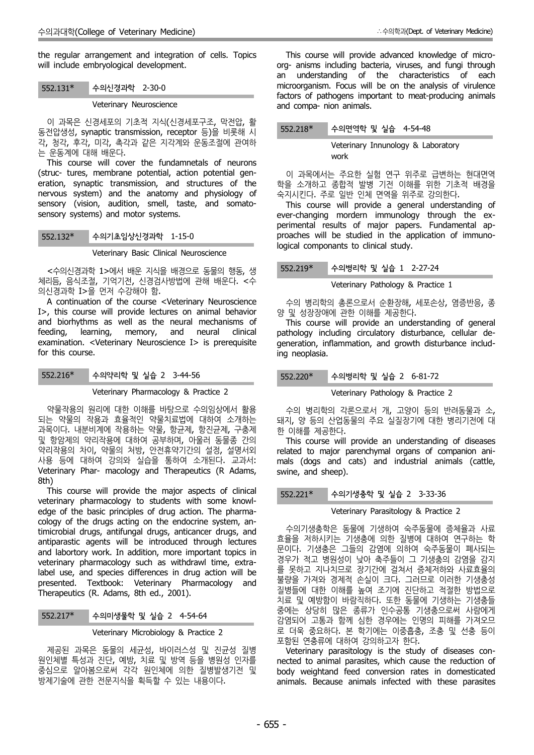the regular arrangement and integration of cells. Topics will include embryological development.

### 552.131* 수의신경과학 2-30-0

Veterinary Neuroscience

이 과목은 신경세포의 기초적 지식(신경세포구조, 막전압, 활동전압생성, synaptic transmission, receptor 등)을 비롯해 시각, 청각, 후각, 미각, 촉각과 같은 지각계와 운동조절에 관여하는 운동계에 대해 배운다.

This course will cover the fundamnetals of neurons (struc- tures, membrane potential, action potential generation, synaptic transmission, and structures of the nervous system) and the anatomy and physiology of sensory (vision, audition, smell, taste, and somatosensory systems) and motor systems.

### 552.132* 수의기초임상신경과학 1-15-0

Veterinary Basic Clinical Neuroscience

<수의신경과학 1>에서 배운 지식을 배경으로 동물의 행동, 생체리듬, 음식조절, 기억기전, 신경검사방법에 관해 배운다. <수의신경과학 I>을 먼저 수강해야 함.

A continuation of the course <Veterinary Neuroscience I>, this course will provide lectures on animal behavior and biorhythms as well as the neural mechanisms of feeding, learning, memory, and neural clinical examination. <Veterinary Neuroscience I> is prerequisite for this course.

### 552.216* 수의약리학 및 실습 2 3-44-56

Veterinary Pharmacology & Practice 2

약물작용의 원리에 대한 이해를 바탕으로 수의임상에서 활용되는 약물의 작용과 효율적인 약물치료법에 대하여 소개하는 과목이다. 내분비계에 작용하는 약물, 항균제, 항진균제, 구충제 및 항암제의 약리작용에 대하여 공부하며, 아울러 동물종 간의 약리작용의 차이, 약물의 처방, 안전휴약기간의 설정, 설명서외 사용 등에 대하여 강의와 실습을 통하여 소개된다. 교과서: Veterinary Phar- macology and Therapeutics (R Adams, 8th)

This course will provide the major aspects of clinical veterinary pharmacology to students with some knowledge of the basic principles of drug action. The pharmacology of the drugs acting on the endocrine system, antimicrobial drugs, antifungal drugs, anticancer drugs, and antiparastic agents will be introduced through lectures and labortory work. In addition, more important topics in veterinary pharmacology such as withdrawl time, extra-label use, and species differences in drug action will be presented. Textbook: Veterinary Pharmacology and Therapeutics (R. Adams, 8th ed., 2001).

### 552.217* 수의미생물학 및 실습 2 4-54-64

Veterinary Microbiology & Practice 2

제공된 과목은 동물의 세균성, 바이러스성 및 진균성 질병 원인체별 특성과 진단, 예방, 치료 및 방역 등을 병원성 인자를 중심으로 알아봄으로써 각각 원인체에 의한 질병발생기전 및 방제기술에 관한 전문지식을 획득할 수 있는 내용이다.

This course will provide advanced knowledge of micro-org- anisms including bacteria, viruses, and fungi through an understanding of the characteristics of each microorganism. Focus will be on the analysis of virulence factors of pathogens important to meat-producing animals and compa- nion animals.

### 552.218* 수의면역학 및 실습 4-54-48

Veterinary Innunology & Laboratory work

이 과목에서는 주요한 실험 연구 위주로 급변하는 현대면역학을 소개하고 종합적 발병 기전 이해를 위한 기초적 배경을 숙지시킨다. 주로 일반 인체 면역을 위주로 강의한다.

This course will provide a general understanding of ever-changing mordern immunology through the experimental results of major papers. Fundamental approaches will be studied in the application of immunological componants to clinical study.

### 552.219* 수의병리학 및 실습 1 2-27-24

Veterinary Pathology & Practice 1

수의 병리학의 총론으로서 순환장해, 세포손상, 염증반응, 종양 및 성장장애에 관한 이해를 제공한다.

This course will provide an understanding of general pathology including circulatory disturbance, cellular degeneration, inflammation, and growth disturbance including neoplasia.

### 552.220* 수의병리학 및 실습 2 6-81-72

Veterinary Pathology & Practice 2

수의 병리학의 각론으로서 개, 고양이 등의 반려동물과 소, 돼지, 양 등의 산업동물의 주요 실질장기에 대한 병리기전에 대한 이해를 제공한다.

This course will provide an understanding of diseases related to major parenchymal organs of companion animals (dogs and cats) and industrial animals (cattle, swine, and sheep).

### 552.221* 수의기생충학 및 실습 2 3-33-36

Veterinary Parasitology & Practice 2

수의기생충학은 동물에 기생하여 숙주동물에 증체율과 사료효율을 저하시키는 기생충에 의한 질병에 대하여 연구하는 학문이다. 기생충은 그들의 감염에 의하여 숙주동물이 폐사되는 경우가 적고 병원성이 낮아 축주들이 그 기생충의 감염을 감지를 못하고 지나치므로 장기간에 걸쳐서 증체저하와 사료효율의 불량을 가져와 경제적 손실이 크다. 그러므로 이러한 기생충성 질병들에 대한 이해를 높여 조기에 진단하고 적절한 방법으로 치료 및 예방함이 바람직하다. 또한 동물에 기생하는 기생충들 중에는 상당히 많은 종류가 인수공통 기생충으로써 사람에게 감염되어 고통과 함께 심한 경우에는 인명의 피해를 가져오므로 더욱 중요하다. 본 학기에는 이중흡충, 조충 및 선충 등이 포함된 연충류에 대하여 강의하고자 한다.

Veterinary parasitology is the study of diseases connected to animal parasites, which cause the reduction of body weightand feed conversion rates in domesticated animals. Because animals infected with these parasites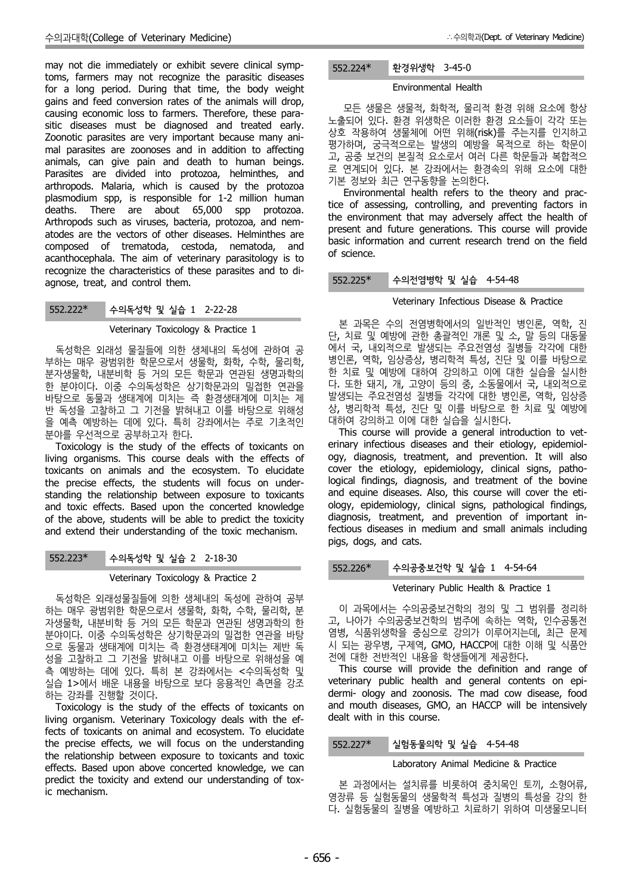may not die immediately or exhibit severe clinical symptoms, farmers may not recognize the parasitic diseases for a long period. During that time, the body weight gains and feed conversion rates of the animals will drop, causing economic loss to farmers. Therefore, these parasitic diseases must be diagnosed and treated early. Zoonotic parasites are very important because many animal parasites are zoonoses and in addition to affecting animals, can give pain and death to human beings. Parasites are divided into protozoa, helminthes, and arthropods. Malaria, which is caused by the protozoa plasmodium spp, is responsible for 1-2 million human deaths. There are about 65,000 spp protozoa. Arthropods such as viruses, bacteria, protozoa, and nematodes are the vectors of other diseases. Helminthes are composed of trematoda, cestoda, nematoda, and acanthocephala. The aim of veterinary parasitology is to recognize the characteristics of these parasites and to diagnose, treat, and control them.

### 552.222* 수의독성학 및 실습 1 2-22-28

Veterinary Toxicology & Practice 1

독성학은 외래성 물질들에 의한 생체내의 독성에 관하여 공부하는 매우 광범위한 학문으로서 생물학, 화학, 수학, 물리학, 분자생물학, 내분비학 등 거의 모든 학문과 연관된 생명과학의 한 분야이다. 이중 수의독성학은 상기학문과의 밀접한 연관을 바탕으로 동물과 생태계에 미치는 즉 환경생태계에 미치는 제반 독성을 고찰하고 그 기전을 밝혀내고 이를 바탕으로 위해성을 예측 예방하는 데에 있다. 특히 강좌에서는 주로 기초적인 분야를 우선적으로 공부하고자 한다.

Toxicology is the study of the effects of toxicants on living organisms. This course deals with the effects of toxicants on animals and the ecosystem. To elucidate the precise effects, the students will focus on understanding the relationship between exposure to toxicants and toxic effects. Based upon the concerted knowledge of the above, students will be able to predict the toxicity and extend their understanding of the toxic mechanism.

### 552.223* 수의독성학 및 실습 2 2-18-30

Veterinary Toxicology & Practice 2

독성학은 외래성물질들에 의한 생체내의 독성에 관하여 공부하는 매우 광범위한 학문으로서 생물학, 화학, 수학, 물리학, 분자생물학, 내분비학 등 거의 모든 학문과 연관된 생명과학의 한 분야이다. 이중 수의독성학은 상기학문과의 밀접한 연관을 바탕으로 동물과 생태계에 미치는 즉 환경생태계에 미치는 제반 독성을 고찰하고 그 기전을 밝혀내고 이를 바탕으로 위해성을 예측 예방하는 데에 있다. 특히 본 강좌에서는 <수의독성학 및 실습 1>에서 배운 내용을 바탕으로 보다 응용적인 측면을 강조하는 강좌를 진행할 것이다.

Toxicology is the study of the effects of toxicants on living organism. Veterinary Toxicology deals with the effects of toxicants on animal and ecosystem. To elucidate the precise effects, we will focus on the understanding the relationship between exposure to toxicants and toxic effects. Based upon above concerted knowledge, we can predict the toxicity and extend our understanding of toxic mechanism.

### 552.224* 환경위생학 3-45-0

Environmental Health

모든 생물은 생물적, 화학적, 물리적 환경 위해 요소에 항상 노출되어 있다. 환경 위생학은 이러한 환경 요소들이 각각 또는 상호 작용하여 생물체에 어떤 위해(risk)를 주는지를 인지하고 평가하며, 궁극적으로는 발생의 예방을 목적으로 하는 학문이고, 공중 보건의 본질적 요소로서 여러 다른 학문들과 복합적으로 연계되어 있다. 본 강좌에서는 환경속의 위해 요소에 대한 기본 정보와 최근 연구동향을 논의한다.

Environmental health refers to the theory and practice of assessing, controlling, and preventing factors in the environment that may adversely affect the health of present and future generations. This course will provide basic information and current research trend on the field of science.

### 552.225* 수의전염병학 및 실습 4-54-48

Veterinary Infectious Disease & Practice

본 과목은 수의 전염병학에서의 일반적인 병인론, 역학, 진단, 치료 및 예방에 관한 총괄적인 개론 및 소, 말 등의 대동물에서 국, 내외적으로 발생되는 주요전염성 질병들 각각에 대한 병인론, 역학, 임상증상, 병리학적 특성, 진단 및 이를 바탕으로 한 치료 및 예방에 대하여 강의하고 이에 대한 실습을 실시한다. 또한 돼지, 개, 고양이 등의 중, 소동물에서 국, 내외적으로 발생되는 주요전염성 질병들 각각에 대한 병인론, 역학, 임상증상, 병리학적 특성, 진단 및 이를 바탕으로 한 치료 및 예방에 대하여 강의하고 이에 대한 실습을 실시한다.

This course will provide a general introduction to veterinary infectious diseases and their etiology, epidemiology, diagnosis, treatment, and prevention. It will also cover the etiology, epidemiology, clinical signs, pathological findings, diagnosis, and treatment of the bovine and equine diseases. Also, this course will cover the etiology, epidemiology, clinical signs, pathological findings, diagnosis, treatment, and prevention of important infectious diseases in medium and small animals including pigs, dogs, and cats.

### 552.226* 수의공중보건학 및 실습 1 4-54-64

Veterinary Public Health & Practice 1

이 과목에서는 수의공중보건학의 정의 및 그 범위를 정리하고, 나아가 수의공중보건학의 범주에 속하는 역학, 인수공통전염병, 식품위생학을 중심으로 강의가 이루어지는데, 최근 문제시 되는 광우병, 구제역, GMO, HACCP에 대한 이해 및 식품안전에 대한 전반적인 내용을 학생들에게 제공한다.

This course will provide the definition and range of veterinary public health and general contents on epidermi- ology and zoonosis. The mad cow disease, food and mouth diseases, GMO, an HACCP will be intensively dealt with in this course.

### 552.227* 실험동물의학 및 실습 4-54-48

Laboratory Animal Medicine & Practice

본 과정에서는 설치류를 비롯하여 중치목인 토끼, 소형어류, 영장류 등 실험동물의 생물학적 특성과 질병의 특성을 강의 한다. 실험동물의 질병을 예방하고 치료하기 위하여 미생물모니터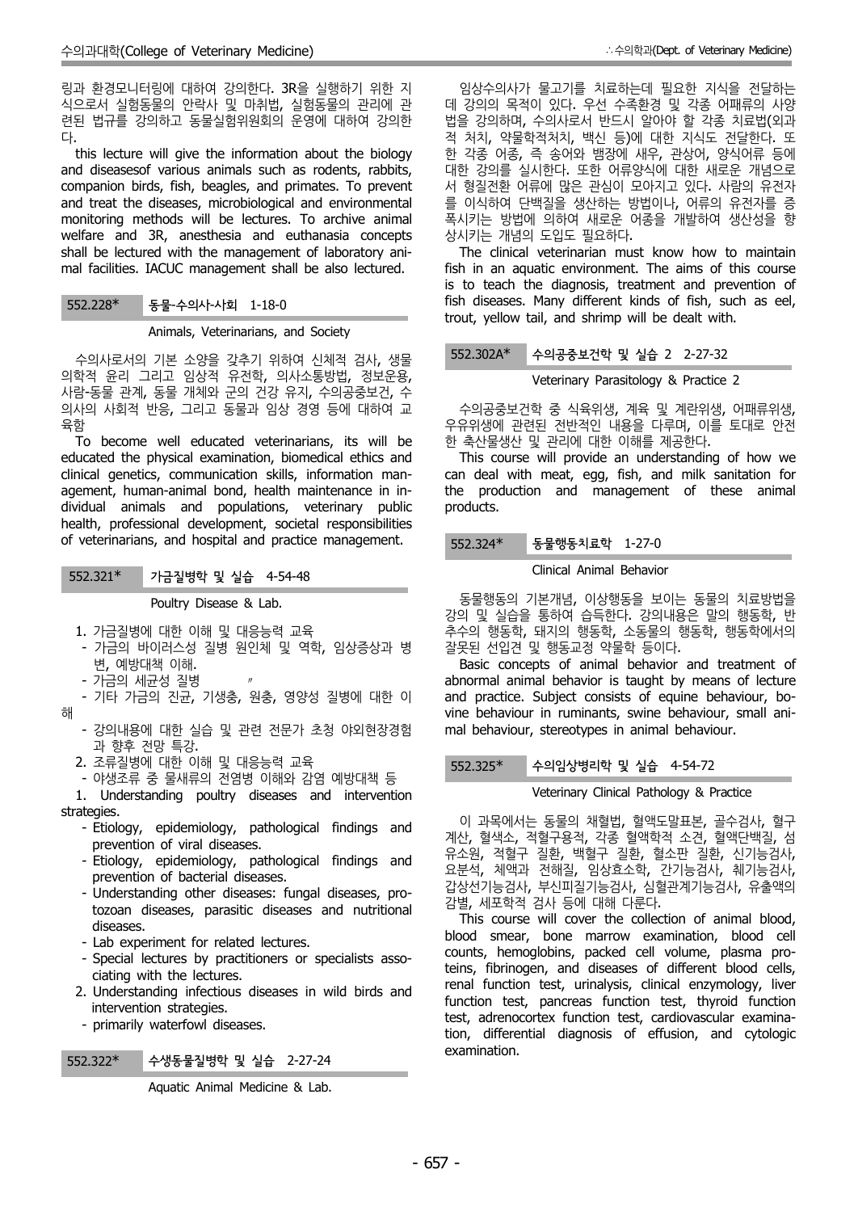링과 환경모니터링에 대하여 강의한다. 3R을 실행하기 위한 지식으로서 실험동물의 안락사 및 마취법, 실험동물의 관리에 관련된 법규를 강의하고 동물실험위원회의 운영에 대하여 강의한다.

this lecture will give the information about the biology and diseasesof various animals such as rodents, rabbits, companion birds, fish, beagles, and primates. To prevent and treat the diseases, microbiological and environmental monitoring methods will be lectures. To archive animal welfare and 3R, anesthesia and euthanasia concepts shall be lectured with the management of laboratory animal facilities. IACUC management shall be also lectured.

### 552.228* 동물-수의사-사회 1-18-0

Animals, Veterinarians, and Society

수의사로서의 기본 소양을 갖추기 위하여 신체적 검사, 생물의학적 윤리 그리고 임상적 유전학, 의사소통방법, 정보운용, 사람-동물 관계, 동물 개체와 군의 건강 유지, 수의공중보건, 수의사의 사회적 반응, 그리고 동물과 임상 경영 등에 대하여 교육함

To become well educated veterinarians, its will be educated the physical examination, biomedical ethics and clinical genetics, communication skills, information management, human-animal bond, health maintenance in individual animals and populations, veterinary public health, professional development, societal responsibilities of veterinarians, and hospital and practice management.

### 552.321* 가금질병학 및 실습 4-54-48

Poultry Disease & Lab.

1. 가금질병에 대한 이해 및 대응능력 교육
   - 가금의 바이러스성 질병 원인체 및 역학, 임상증상과 병변, 예방대책 이해.
   - 가금의 세균성 질병 〃
   - 기타 가금의 진균, 기생충, 원충, 영양성 질병에 대한 이해
   - 강의내용에 대한 실습 및 관련 전문가 초청 야외현장경험과 향후 전망 특강.
2. 조류질병에 대한 이해 및 대응능력 교육
   - 야생조류 중 물새류의 전염병 이해와 감염 예방대책 등

1. Understanding poultry diseases and intervention strategies.
   - Etiology, epidemiology, pathological findings and prevention of viral diseases.
   - Etiology, epidemiology, pathological findings and prevention of bacterial diseases.
   - Understanding other diseases: fungal diseases, protozoan diseases, parasitic diseases and nutritional diseases.
   - Lab experiment for related lectures.
   - Special lectures by practitioners or specialists associating with the lectures.
2. Understanding infectious diseases in wild birds and intervention strategies.
   - primarily waterfowl diseases.

### 552.322* 수생동물질병학 및 실습 2-27-24

Aquatic Animal Medicine & Lab.

임상수의사가 물고기를 치료하는데 필요한 지식을 전달하는데 강의의 목적이 있다. 우선 수족환경 및 각종 어패류의 사양법을 강의하며, 수의사로서 반드시 알아야 할 각종 치료법(외과적 처치, 약물학적처치, 백신 등)에 대한 지식도 전달한다. 또한 각종 어종, 즉 송어와 뱀장에 새우, 관상어, 양식어류 등에 대한 강의를 실시한다. 또한 어류양식에 대한 새로운 개념으로서 형질전환 어류에 많은 관심이 모아지고 있다. 사람의 유전자를 이식하여 단백질을 생산하는 방법이나, 어류의 유전자를 증폭시키는 방법에 의하여 새로운 어종을 개발하여 생산성을 향상시키는 개념의 도입도 필요하다.

The clinical veterinarian must know how to maintain fish in an aquatic environment. The aims of this course is to teach the diagnosis, treatment and prevention of fish diseases. Many different kinds of fish, such as eel, trout, yellow tail, and shrimp will be dealt with.

### 552.302A* 수의공중보건학 및 실습 2 2-27-32

Veterinary Parasitology & Practice 2

수의공중보건학 중 식육위생, 계육 및 계란위생, 어패류위생, 우유위생에 관련된 전반적인 내용을 다루며, 이를 토대로 안전한 축산물생산 및 관리에 대한 이해를 제공한다.

This course will provide an understanding of how we can deal with meat, egg, fish, and milk sanitation for the production and management of these animal products.

### 552.324* 동물행동치료학 1-27-0

Clinical Animal Behavior

동물행동의 기본개념, 이상행동을 보이는 동물의 치료방법을 강의 및 실습을 통하여 습득한다. 강의내용은 말의 행동학, 반추수의 행동학, 돼지의 행동학, 소동물의 행동학, 행동학에서의 잘못된 선입견 및 행동교정 약물학 등이다.

Basic concepts of animal behavior and treatment of abnormal animal behavior is taught by means of lecture and practice. Subject consists of equine behaviour, bovine behaviour in ruminants, swine behaviour, small animal behaviour, stereotypes in animal behaviour.

### 552.325* 수의임상병리학 및 실습 4-54-72

Veterinary Clinical Pathology & Practice

이 과목에서는 동물의 채혈법, 혈액도말표본, 골수검사, 혈구계산, 혈색소, 적혈구용적, 각종 혈액학적 소견, 혈액단백질, 섬유소원, 적혈구 질환, 백혈구 질환, 혈소판 질환, 신기능검사, 요분석, 체액과 전해질, 임상효소학, 간기능검사, 췌기능검사, 갑상선기능검사, 부신피질기능검사, 심혈관계기능검사, 유출액의 감별, 세포학적 검사 등에 대해 다룬다.

This course will cover the collection of animal blood, blood smear, bone marrow examination, blood cell counts, hemoglobins, packed cell volume, plasma proteins, fibrinogen, and diseases of different blood cells, renal function test, urinalysis, clinical enzymology, liver function test, pancreas function test, thyroid function test, adrenocortex function test, cardiovascular examination, differential diagnosis of effusion, and cytologic examination.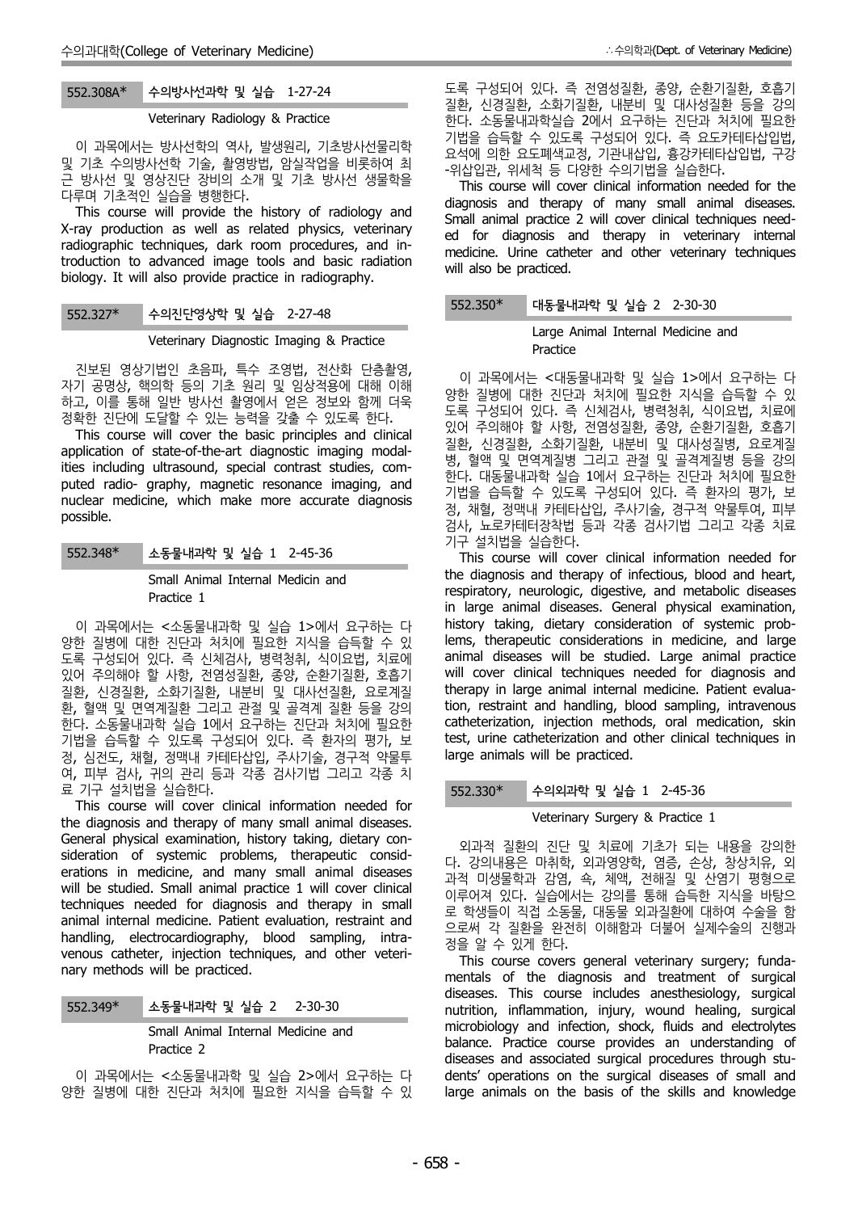### 552.308A* 수의방사선과학 및 실습 1-27-24

Veterinary Radiology & Practice

이 과목에서는 방사선학의 역사, 발생원리, 기초방사선물리학 및 기초 수의방사선학 기술, 촬영방법, 암실작업을 비롯하여 최근 방사선 및 영상진단 장비의 소개 및 기초 방사선 생물학을 다루며 기초적인 실습을 병행한다.

This course will provide the history of radiology and X-ray production as well as related physics, veterinary radiographic techniques, dark room procedures, and introduction to advanced image tools and basic radiation biology. It will also provide practice in radiography.

### 552.327* 수의진단영상학 및 실습 2-27-48

Veterinary Diagnostic Imaging & Practice

진보된 영상기법인 초음파, 특수 조영법, 전산화 단층촬영, 자기 공명상, 핵의학 등의 기초 원리 및 임상적용에 대해 이해하고, 이를 통해 일반 방사선 촬영에서 얻은 정보와 함께 더욱 정확한 진단에 도달할 수 있는 능력을 갖출 수 있도록 한다.

This course will cover the basic principles and clinical application of state-of-the-art diagnostic imaging modalities including ultrasound, special contrast studies, computed radio- graphy, magnetic resonance imaging, and nuclear medicine, which make more accurate diagnosis possible.

### 552.348* 소동물내과학 및 실습 1 2-45-36

Small Animal Internal Medicin and Practice 1

이 과목에서는 <소동물내과학 및 실습 1>에서 요구하는 다양한 질병에 대한 진단과 처치에 필요한 지식을 습득할 수 있도록 구성되어 있다. 즉 신체검사, 병력청취, 식이요법, 치료에 있어 주의해야 할 사항, 전염성질환, 종양, 순환기질환, 호흡기 질환, 신경질환, 소화기질환, 내분비 및 대사선질환, 요로계질환, 혈액 및 면역계질환 그리고 관절 및 골격계 질환 등을 강의한다. 소동물내과학 실습 1에서 요구하는 진단과 처치에 필요한 기법을 습득할 수 있도록 구성되어 있다. 즉 환자의 평가, 보정, 심전도, 채혈, 정맥내 카테타삽입, 주사기술, 경구적 약물투여, 피부 검사, 귀의 관리 등과 각종 검사기법 그리고 각종 치료 기구 설치법을 실습한다.

This course will cover clinical information needed for the diagnosis and therapy of many small animal diseases. General physical examination, history taking, dietary consideration of systemic problems, therapeutic considerations in medicine, and many small animal diseases will be studied. Small animal practice 1 will cover clinical techniques needed for diagnosis and therapy in small animal internal medicine. Patient evaluation, restraint and handling, electrocardiography, blood sampling, intravenous catheter, injection techniques, and other veterinary methods will be practiced.

### 552.349* 소동물내과학 및 실습 2 2-30-30

Small Animal Internal Medicine and Practice 2

이 과목에서는 <소동물내과학 및 실습 2>에서 요구하는 다양한 질병에 대한 진단과 처치에 필요한 지식을 습득할 수 있도록 구성되어 있다. 즉 전염성질환, 종양, 순환기질환, 호흡기 질환, 신경질환, 소화기질환, 내분비 및 대사성질환 등을 강의한다. 소동물내과학실습 2에서 요구하는 진단과 처치에 필요한 기법을 습득할 수 있도록 구성되어 있다. 즉 요도카테타삽입법, 요석에 의한 요도폐색교정, 기관내삽입, 흉강카테타삽입법, 구강-위삽입관, 위세척 등 다양한 수의기법을 실습한다.

This course will cover clinical information needed for the diagnosis and therapy of many small animal diseases. Small animal practice 2 will cover clinical techniques needed for diagnosis and therapy in veterinary internal medicine. Urine catheter and other veterinary techniques will also be practiced.

### 552.350* 대동물내과학 및 실습 2 2-30-30

Large Animal Internal Medicine and Practice

이 과목에서는 <대동물내과학 및 실습 1>에서 요구하는 다양한 질병에 대한 진단과 처치에 필요한 지식을 습득할 수 있도록 구성되어 있다. 즉 신체검사, 병력청취, 식이요법, 치료에 있어 주의해야 할 사항, 전염성질환, 종양, 순환기질환, 호흡기 질환, 신경질환, 소화기질환, 내분비 및 대사성질병, 요로계질병, 혈액 및 면역계질병 그리고 관절 및 골격계질병 등을 강의한다. 대동물내과학 실습 1에서 요구하는 진단과 처치에 필요한 기법을 습득할 수 있도록 구성되어 있다. 즉 환자의 평가, 보정, 채혈, 정맥내 카테타삽입, 주사기술, 경구적 약물투여, 피부검사, 뇨카테터장착법 등과 각종 검사기법 그리고 각종 치료 기구 설치법을 실습한다.

This course will cover clinical information needed for the diagnosis and therapy of infectious, blood and heart, respiratory, neurologic, digestive, and metabolic diseases in large animal diseases. General physical examination, history taking, dietary consideration of systemic problems, therapeutic considerations in medicine, and large animal diseases will be studied. Large animal practice will cover clinical techniques needed for diagnosis and therapy in large animal internal medicine. Patient evaluation, restraint and handling, blood sampling, intravenous catheterization, injection methods, oral medication, skin test, urine catheterization and other clinical techniques in large animals will be practiced.

### 552.330* 수의외과학 및 실습 1 2-45-36

Veterinary Surgery & Practice 1

외과적 질환의 진단 및 치료에 기초가 되는 내용을 강의한다. 강의내용은 마취학, 외과영양학, 염증, 손상, 창상치유, 외과적 미생물학과 감염, 쇽, 체액, 전해질 및 산염기 평형으로 이루어져 있다. 실습에서는 강의를 통해 습득한 지식을 바탕으로 학생들이 직접 소동물, 대동물 외과질환에 대하여 수술을 함으로써 각 질환을 완전히 이해함과 더불어 실제수술의 진행과정을 알 수 있게 한다.

This course covers general veterinary surgery; fundamentals of the diagnosis and treatment of surgical diseases. This course includes anesthesiology, surgical nutrition, inflammation, injury, wound healing, surgical microbiology and infection, shock, fluids and electrolytes balance. Practice course provides an understanding of diseases and associated surgical procedures through students' operations on the surgical diseases of small and large animals on the basis of the skills and knowledge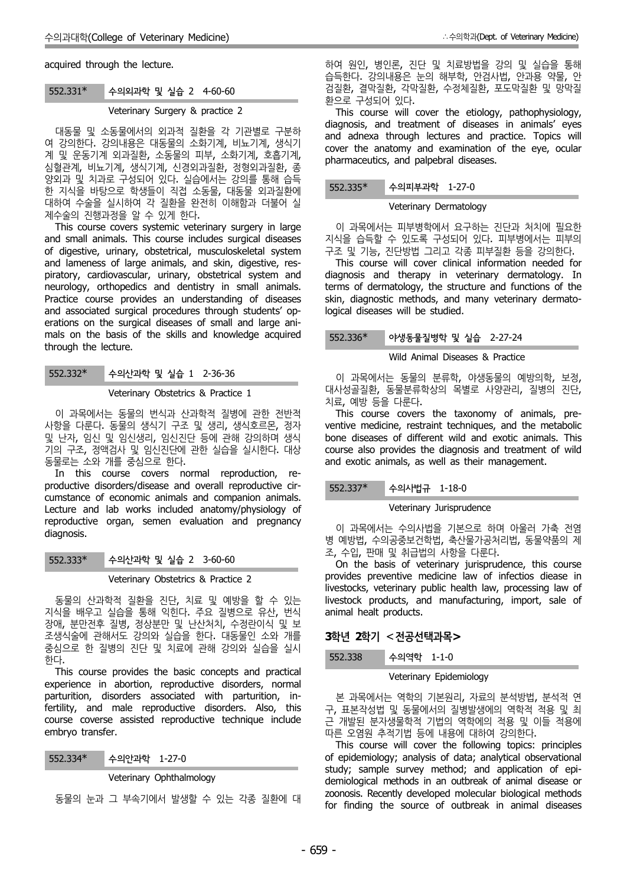acquired through the lecture.

**552.331*** **수의외과학 및 실습 2 4-60-60**

Veterinary Surgery & practice 2

대동물 및 소동물에서의 외과적 질환을 각 기관별로 구분하여 강의한다. 강의내용은 대동물의 소화기계, 비뇨기계, 생식기계 및 운동기계 외과질환, 소동물의 피부, 소화기계, 호흡기계, 심혈관계, 비뇨기계, 생식기계, 신경외과질환, 정형외과질환, 종양외과 및 치과로 구성되어 있다. 실습에서는 강의를 통해 습득한 지식을 바탕으로 학생들이 직접 소동물, 대동물 외과질환에 대하여 수술을 실시하여 각 질환을 완전히 이해함과 더불어 실제수술의 진행과정을 알 수 있게 한다.

This course covers systemic veterinary surgery in large and small animals. This course includes surgical diseases of digestive, urinary, obstetrical, musculoskeletal system and lameness of large animals, and skin, digestive, respiratory, cardiovascular, urinary, obstetrical system and neurology, orthopedics and dentistry in small animals. Practice course provides an understanding of diseases and associated surgical procedures through students' operations on the surgical diseases of small and large animals on the basis of the skills and knowledge acquired through the lecture.

**552.332*** **수의산과학 및 실습 1 2-36-36**

Veterinary Obstetrics & Practice 1

이 과목에서는 동물의 번식과 산과학적 질병에 관한 전반적 사항을 다룬다. 동물의 생식기 구조 및 생리, 생식호르몬, 정자 및 난자, 임신 및 임신생리, 임신진단 등에 관해 강의하며 생식기의 구조, 정액검사 및 임신진단에 관한 실습을 실시한다. 대상 동물로는 소와 개를 중심으로 한다.

In this course covers normal reproduction, reproductive disorders/disease and overall reproductive circumstance of economic animals and companion animals. Lecture and lab works included anatomy/physiology of reproductive organ, semen evaluation and pregnancy diagnosis.

**552.333*** **수의산과학 및 실습 2 3-60-60**

Veterinary Obstetrics & Practice 2

동물의 산과학적 질환을 진단, 치료 및 예방을 할 수 있는 지식을 배우고 실습을 통해 익힌다. 주요 질병으로 유산, 번식장애, 분만전후 질병, 정상분만 및 난산처치, 수정란이식 및 보조생식술에 관해서도 강의와 실습을 한다. 대동물인 소와 개를 중심으로 한 질병의 진단 및 치료에 관해 강의와 실습을 실시한다.

This course provides the basic concepts and practical experience in abortion, reproductive disorders, normal parturition, disorders associated with parturition, infertility, and male reproductive disorders. Also, this course coverse assisted reproductive technique include embryo transfer.

**552.334*** **수의안과학 1-27-0**

Veterinary Ophthalmology

동물의 눈과 그 부속기에서 발생할 수 있는 각종 질환에 대하여 원인, 병인론, 진단 및 치료방법을 강의 및 실습을 통해 습득한다. 강의내용은 눈의 해부학, 안검사법, 안과용 약물, 안검질환, 결막질환, 각막질환, 수정체질환, 포도막질환 및 망막질환으로 구성되어 있다.

This course will cover the etiology, pathophysiology, diagnosis, and treatment of diseases in animals' eyes and adnexa through lectures and practice. Topics will cover the anatomy and examination of the eye, ocular pharmaceutics, and palpebral diseases.

**552.335*** **수의피부과학 1-27-0**

Veterinary Dermatology

이 과목에서는 피부병학에서 요구하는 진단과 처치에 필요한 지식을 습득할 수 있도록 구성되어 있다. 피부병에서는 피부의 구조 및 기능, 진단방법 그리고 각종 피부질환 등을 강의한다.

This course will cover clinical information needed for diagnosis and therapy in veterinary dermatology. In terms of dermatology, the structure and functions of the skin, diagnostic methods, and many veterinary dermatological diseases will be studied.

**552.336*** **야생동물질병학 및 실습 2-27-24**

Wild Animal Diseases & Practice

이 과목에서는 동물의 분류학, 야생동물의 예방의학, 보정, 대사성골질환, 동물분류학상의 목별로 사양관리, 질병의 진단, 치료, 예방 등을 다룬다.

This course covers the taxonomy of animals, preventive medicine, restraint techniques, and the metabolic bone diseases of different wild and exotic animals. This course also provides the diagnosis and treatment of wild and exotic animals, as well as their management.

**552.337*** **수의사법규 1-18-0**

Veterinary Jurisprudence

이 과목에서는 수의사법을 기본으로 하며 아울러 가축 전염병 예방법, 수의공중보건학법, 축산물가공처리법, 동물약품의 제조, 수입, 판매 및 취급법의 사항을 다룬다.

On the basis of veterinary jurisprudence, this course provides preventive medicine law of infectios diease in livestocks, veterinary public health law, processing law of livestock products, and manufacturing, import, sale of animal healt products.

## 3학년 2학기 <전공선택과목>

**552.338** **수의역학 1-1-0**

Veterinary Epidemiology

본 과목에서는 역학의 기본원리, 자료의 분석방법, 분석적 연구, 표본작성법 및 동물에서의 질병발생에의 역학적 적용 및 최근 개발된 분자생물학적 기법의 역학에의 적용 및 이들 적용에 따른 오염원 추적기법 등에 내용에 대하여 강의한다.

This course will cover the following topics: principles of epidemiology; analysis of data; analytical observational study; sample survey method; and application of epidemiological methods in an outbreak of animal disease or zoonosis. Recently developed molecular biological methods for finding the source of outbreak in animal diseases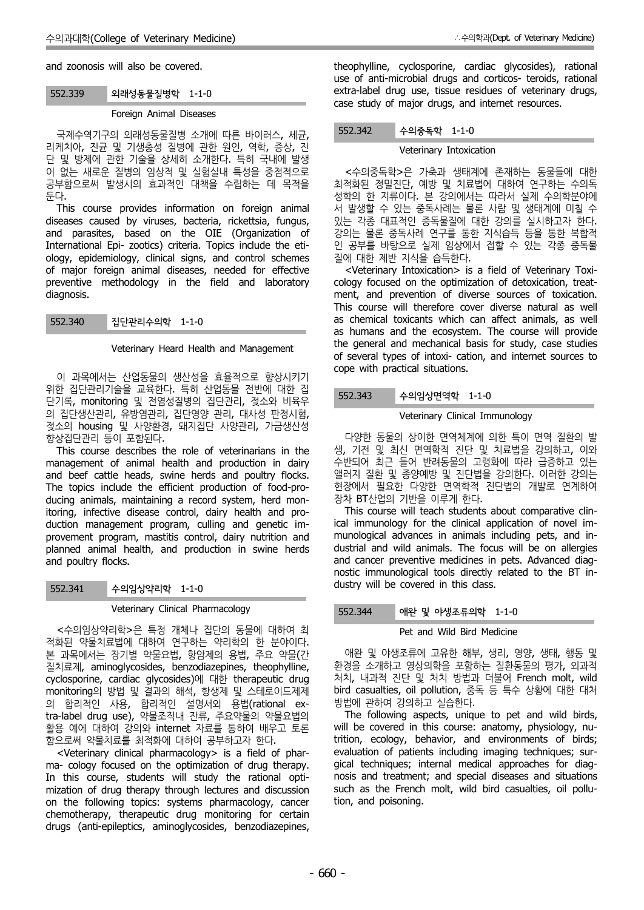and zoonosis will also be covered.

### 552.339 외래성동물질병학 1-1-0

Foreign Animal Diseases

국제수역기구의 외래성동물질병 소개에 따른 바이러스, 세균, 리케치아, 진균 및 기생충성 질병에 관한 원인, 역학, 증상, 진단 및 방제에 관한 기술을 상세히 소개한다. 특히 국내에 발생이 없는 새로운 질병의 임상적 및 실험실내 특성을 중점적으로 공부함으로써 발생시의 효과적인 대책을 수립하는 데 목적을 둔다.

This course provides information on foreign animal diseases caused by viruses, bacteria, rickettsia, fungus, and parasites, based on the OIE (Organization of International Epi- zootics) criteria. Topics include the eti- ology, epidemiology, clinical signs, and control schemes of major foreign animal diseases, needed for effective preventive methodology in the field and laboratory diagnosis.

### 552.340 집단관리수의학 1-1-0

Veterinary Heard Health and Management

이 과목에서는 산업동물의 생산성을 효율적으로 향상시키기 위한 집단관리기술을 교육한다. 특히 산업동물 전반에 대한 집단기록, monitoring 및 전염성질병의 집단관리, 젖소와 비육우의 집단생산관리, 유방염관리, 집단영양 관리, 대사성 판정시험, 젖소의 housing 및 사양환경, 돼지집단 사양관리, 가금생산성 향상집단관리 등이 포함된다.

This course describes the role of veterinarians in the management of animal health and production in dairy and beef cattle heads, swine herds and poultry flocks. The topics include the efficient production of food-pro- ducing animals, maintaining a record system, herd mon- itoring, infective disease control, dairy health and pro- duction management program, culling and genetic im- provement program, mastitis control, dairy nutrition and planned animal health, and production in swine herds and poultry flocks.

### 552.341 수의임상약리학 1-1-0

Veterinary Clinical Pharmacology

<수의임상약리학>은 특정 개체나 집단의 동물에 대하여 최적화된 약물치료법에 대하여 연구하는 약리학의 한 분야이다. 본 과목에서는 장기별 약물요법, 항암제의 용법, 주요 약물(간질치료제, aminoglycosides, benzodiazepines, theophylline, cyclosporine, cardiac glycosides)에 대한 therapeutic drug monitoring의 방법 및 결과의 해석, 항생제 및 스테로이드제제의 합리적인 사용, 합리적인 설명서외 용법(rational ex- tra-label drug use), 약물조직내 잔류, 주요약물의 약물요법의 활용 예에 대하여 강의와 internet 자료를 통하여 배우고 토론함으로써 약물치료를 최적화에 대하여 공부하고자 한다.

<Veterinary clinical pharmacology> is a field of phar- ma- cology focused on the optimization of drug therapy. In this course, students will study the rational opti- mization of drug therapy through lectures and discussion on the following topics: systems pharmacology, cancer chemotherapy, therapeutic drug monitoring for certain drugs (anti-epileptics, aminoglycosides, benzodiazepines, theophylline, cyclosporine, cardiac glycosides), rational use of anti-microbial drugs and corticos- teroids, rational extra-label drug use, tissue residues of veterinary drugs, case study of major drugs, and internet resources.

### 552.342 수의중독학 1-1-0

Veterinary Intoxication

<수의중독학>은 가축과 생태계에 존재하는 동물들에 대한 최적화된 정밀진단, 예방 및 치료법에 대하여 연구하는 수의독성학의 한 지류이다. 본 강의에서는 따라서 실제 수의학분야에서 발생할 수 있는 중독사례는 물론 사람 및 생태계에 미칠 수 있는 각종 대표적인 중독물질에 대한 강의를 실시하고자 한다. 강의는 물론 중독사례 연구를 통한 지식습득 등을 통한 복합적인 공부를 바탕으로 실제 임상에서 접할 수 있는 각종 중독물질에 대한 제반 지식을 습득한다.

<Veterinary Intoxication> is a field of Veterinary Toxi- cology focused on the optimization of detoxication, treat- ment, and prevention of diverse sources of toxication. This course will therefore cover diverse natural as well as chemical toxicants which can affect animals, as well as humans and the ecosystem. The course will provide the general and mechanical basis for study, case studies of several types of intoxi- cation, and internet sources to cope with practical situations.

### 552.343 수의임상면역학 1-1-0

Veterinary Clinical Immunology

다양한 동물의 상이한 면역체계에 의한 특이 면역 질환의 발생, 기전 및 최신 면역학적 진단 및 치료법을 강의하고, 이와 수반되어 최근 들어 반려동물의 고령화에 따라 급증하고 있는 앨러지 질환 및 종양예방 및 진단법을 강의한다. 이러한 강의는 현장에서 필요한 다양한 면역학적 진단법의 개발로 연계하여 장차 BT산업의 기반을 이루게 한다.

This course will teach students about comparative clin- ical immunology for the clinical application of novel im- munological advances in animals including pets, and in- dustrial and wild animals. The focus will be on allergies and cancer preventive medicines in pets. Advanced diag- nostic immunological tools directly related to the BT in- dustry will be covered in this class.

### 552.344 애완 및 야생조류의학 1-1-0

Pet and Wild Bird Medicine

애완 및 야생조류에 고유한 해부, 생리, 영양, 생태, 행동 및 환경을 소개하고 영상의학을 포함하는 질환동물의 평가, 외과적 처치, 내과적 진단 및 처치 방법과 더불어 French molt, wild bird casualties, oil pollution, 중독 등 특수 상황에 대한 대처 방법에 관하여 강의하고 실습한다.

The following aspects, unique to pet and wild birds, will be covered in this course: anatomy, physiology, nu- trition, ecology, behavior, and environments of birds; evaluation of patients including imaging techniques; sur- gical techniques; internal medical approaches for diag- nosis and treatment; and special diseases and situations such as the French molt, wild bird casualties, oil pollu- tion, and poisoning.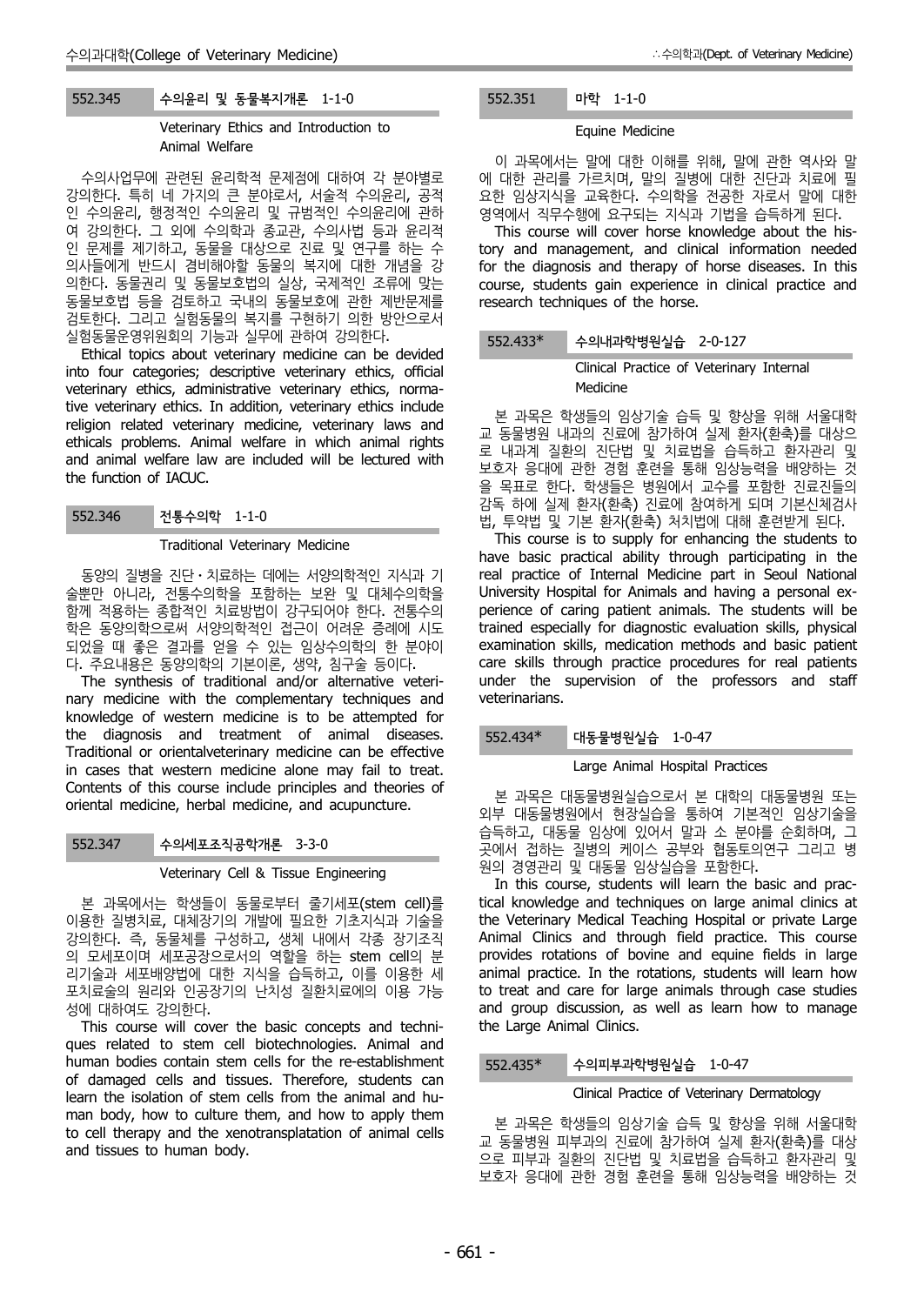### 552.345 수의윤리 및 동물복지개론 1-1-0

Veterinary Ethics and Introduction to Animal Welfare

수의사업무에 관련된 윤리학적 문제점에 대하여 각 분야별로 강의한다. 특히 네 가지의 큰 분야로서, 서술적 수의윤리, 공적인 수의윤리, 행정적인 수의윤리 및 규범적인 수의윤리에 관하여 강의한다. 그 외에 수의학과 종교관, 수의사법 등과 윤리적인 문제를 제기하고, 동물을 대상으로 진료 및 연구를 하는 수의사들에게 반드시 겸비해야할 동물의 복지에 대한 개념을 강의한다. 동물권리 및 동물보호법의 실상, 국제적인 조류에 맞는 동물보호법 등을 검토하고 국내의 동물보호에 관한 제반문제를 검토한다. 그리고 실험동물의 복지를 구현하기 의한 방안으로서 실험동물운영위원회의 기능과 실무에 관하여 강의한다.

Ethical topics about veterinary medicine can be devided into four categories; descriptive veterinary ethics, official veterinary ethics, administrative veterinary ethics, normative veterinary ethics. In addition, veterinary ethics include religion related veterinary medicine, veterinary laws and ethicals problems. Animal welfare in which animal rights and animal welfare law are included will be lectured with the function of IACUC.

### 552.346 전통수의학 1-1-0

Traditional Veterinary Medicine

동양의 질병을 진단·치료하는 데에는 서양의학적인 지식과 기술뿐만 아니라, 전통수의학을 포함하는 보완 및 대체수의학을 함께 적용하는 종합적인 치료방법이 강구되어야 한다. 전통수의학은 동양의학으로써 서양의학적인 접근이 어려운 증례에 시도되었을 때 좋은 결과를 얻을 수 있는 임상수의학의 한 분야이다. 주요내용은 동양의학의 기본이론, 생약, 침구술 등이다.

The synthesis of traditional and/or alternative veterinary medicine with the complementary techniques and knowledge of western medicine is to be attempted for the diagnosis and treatment of animal diseases. Traditional or orientalveterinary medicine can be effective in cases that western medicine alone may fail to treat. Contents of this course include principles and theories of oriental medicine, herbal medicine, and acupuncture.

### 552.347 수의세포조직공학개론 3-3-0

Veterinary Cell & Tissue Engineering

본 과목에서는 학생들이 동물로부터 줄기세포(stem cell)를 이용한 질병치료, 대체장기의 개발에 필요한 기초지식과 기술을 강의한다. 즉, 동물체를 구성하고, 생체 내에서 각종 장기조직의 모세포이며 세포공장으로서의 역할을 하는 stem cell의 분리기술과 세포배양법에 대한 지식을 습득하고, 이를 이용한 세포치료술의 원리와 인공장기의 난치성 질환치료에의 이용 가능성에 대하여도 강의한다.

This course will cover the basic concepts and techniques related to stem cell biotechnologies. Animal and human bodies contain stem cells for the re-establishment of damaged cells and tissues. Therefore, students can learn the isolation of stem cells from the animal and human body, how to culture them, and how to apply them to cell therapy and the xenotransplatation of animal cells and tissues to human body.

### 552.351 마학 1-1-0

Equine Medicine

이 과목에서는 말에 대한 이해를 위해, 말에 관한 역사와 말에 대한 관리를 가르치며, 말의 질병에 대한 진단과 치료에 필요한 임상지식을 교육한다. 수의학을 전공한 자로서 말에 대한 영역에서 직무수행에 요구되는 지식과 기법을 습득하게 된다.

This course will cover horse knowledge about the history and management, and clinical information needed for the diagnosis and therapy of horse diseases. In this course, students gain experience in clinical practice and research techniques of the horse.

### 552.433* 수의내과학병원실습 2-0-127

Clinical Practice of Veterinary Internal Medicine

본 과목은 학생들의 임상기술 습득 및 향상을 위해 서울대학교 동물병원 내과의 진료에 참가하여 실제 환자(환축)를 대상으로 내과계 질환의 진단법 및 치료법을 습득하고 환자관리 및 보호자 응대에 관한 경험 훈련을 통해 임상능력을 배양하는 것을 목표로 한다. 학생들은 병원에서 교수를 포함한 진료진들의 감독 하에 실제 환자(환축) 진료에 참여하게 되며 기본신체검사법, 투약법 및 기본 환자(환축) 처치법에 대해 훈련받게 된다.

This course is to supply for enhancing the students to have basic practical ability through participating in the real practice of Internal Medicine part in Seoul National University Hospital for Animals and having a personal experience of caring patient animals. The students will be trained especially for diagnostic evaluation skills, physical examination skills, medication methods and basic patient care skills through practice procedures for real patients under the supervision of the professors and staff veterinarians.

### 552.434* 대동물병원실습 1-0-47

Large Animal Hospital Practices

본 과목은 대동물병원실습으로서 본 대학의 대동물병원 또는 외부 대동물병원에서 현장실습을 통하여 기본적인 임상기술을 습득하고, 대동물 임상에 있어서 말과 소 분야를 순회하며, 그 곳에서 접하는 질병의 케이스 공부와 협동토의연구 그리고 병원의 경영관리 및 대동물 임상실습을 포함한다.

In this course, students will learn the basic and practical knowledge and techniques on large animal clinics at the Veterinary Medical Teaching Hospital or private Large Animal Clinics and through field practice. This course provides rotations of bovine and equine fields in large animal practice. In the rotations, students will learn how to treat and care for large animals through case studies and group discussion, as well as learn how to manage the Large Animal Clinics.

### 552.435* 수의피부과학병원실습 1-0-47

Clinical Practice of Veterinary Dermatology

본 과목은 학생들의 임상기술 습득 및 향상을 위해 서울대학교 동물병원 피부과의 진료에 참가하여 실제 환자(환축)를 대상으로 피부과 질환의 진단법 및 치료법을 습득하고 환자관리 및 보호자 응대에 관한 경험 훈련을 통해 임상능력을 배양하는 것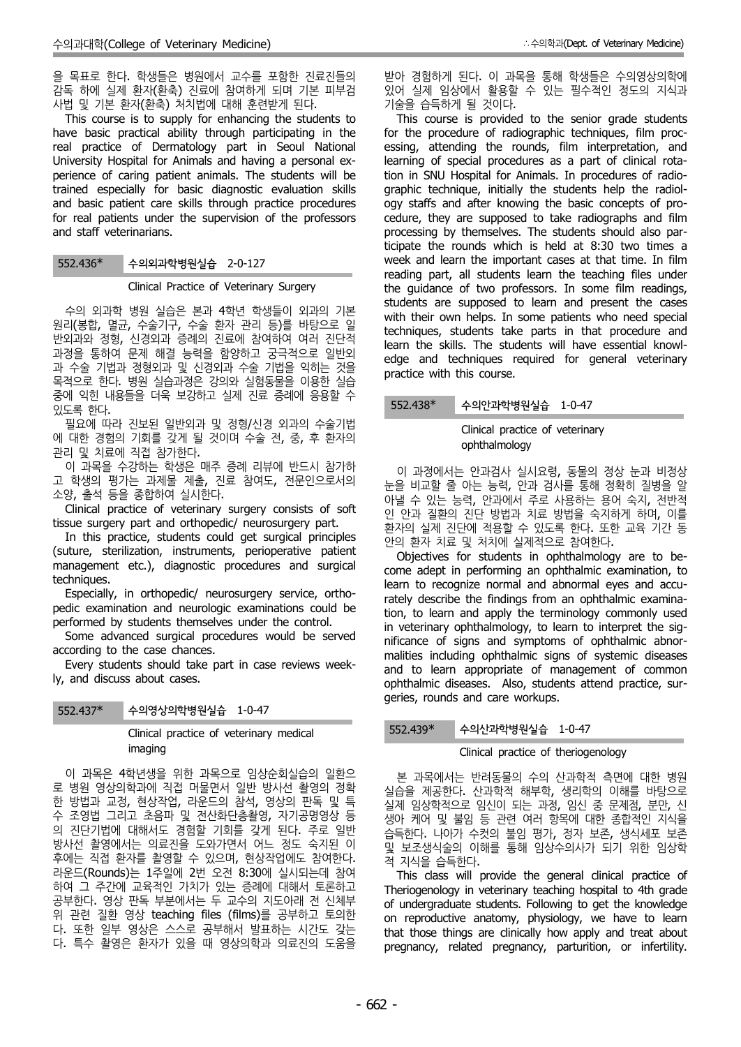을 목표로 한다. 학생들은 병원에서 교수를 포함한 진료진들의 감독 하에 실제 환자(환축) 진료에 참여하게 되며 기본 피부검사법 및 기본 환자(환축) 처치법에 대해 훈련받게 된다.

This course is to supply for enhancing the students to have basic practical ability through participating in the real practice of Dermatology part in Seoul National University Hospital for Animals and having a personal experience of caring patient animals. The students will be trained especially for basic diagnostic evaluation skills and basic patient care skills through practice procedures for real patients under the supervision of the professors and staff veterinarians.

### 552.436* 수의외과학병원실습 2-0-127

Clinical Practice of Veterinary Surgery

수의 외과학 병원 실습은 본과 4학년 학생들이 외과의 기본원리(봉합, 멸균, 수술기구, 수술 환자 관리 등)를 바탕으로 일반외과와 정형, 신경외과 증례의 진료에 참여하여 여러 진단적 과정을 통하여 문제 해결 능력을 함양하고 궁극적으로 일반외과 수술 기법과 정형외과 및 신경외과 수술 기법을 익히는 것을 목적으로 한다. 병원 실습과정은 강의와 실험동물을 이용한 실습 중에 익힌 내용들을 더욱 보강하고 실제 진료 증례에 응용할 수 있도록 한다.

필요에 따라 진보된 일반외과 및 정형/신경 외과의 수술기법에 대한 경험의 기회를 갖게 될 것이며 수술 전, 중, 후 환자의 관리 및 치료에 직접 참가한다.

이 과목을 수강하는 학생은 매주 증례 리뷰에 반드시 참가하고 학생의 평가는 과제물 제출, 진료 참여도, 전문인으로서의 소양, 출석 등을 종합하여 실시한다.

Clinical practice of veterinary surgery consists of soft tissue surgery part and orthopedic/ neurosurgery part.

In this practice, students could get surgical principles (suture, sterilization, instruments, perioperative patient management etc.), diagnostic procedures and surgical techniques.

Especially, in orthopedic/ neurosurgery service, orthopedic examination and neurologic examinations could be performed by students themselves under the control.

Some advanced surgical procedures would be served according to the case chances.

Every students should take part in case reviews weekly, and discuss about cases.

### 552.437* 수의영상의학병원실습 1-0-47

Clinical practice of veterinary medical imaging

이 과목은 4학년생을 위한 과목으로 임상순회실습의 일환으로 병원 영상의학과에 직접 머물면서 일반 방사선 촬영의 정확한 방법과 교정, 현상작업, 라운드의 참석, 영상의 판독 및 특수 조영법 그리고 초음파 및 전산화단층촬영, 자기공명영상 등의 진단기법에 대해서도 경험할 기회를 갖게 된다. 주로 일반 방사선 촬영에서는 의료진을 도와가면서 어느 정도 숙지된 이후에는 직접 환자를 촬영할 수 있으며, 현상작업에도 참여한다. 라운드(Rounds)는 1주일에 2번 오전 8:30에 실시되는데 참여하여 그 주간에 교육적인 가치가 있는 증례에 대해서 토론하고 공부한다. 영상 판독 부분에서는 두 교수의 지도아래 전 신체부위 관련 질환 영상 teaching files (films)를 공부하고 토의한다. 또한 일부 영상은 스스로 공부해서 발표하는 시간도 갖는다. 특수 촬영은 환자가 있을 때 영상의학과 의료진의 도움을 받아 경험하게 된다. 이 과목을 통해 학생들은 수의영상의학에 있어 실제 임상에서 활용할 수 있는 필수적인 정도의 지식과 기술을 습득하게 될 것이다.

This course is provided to the senior grade students for the procedure of radiographic techniques, film processing, attending the rounds, film interpretation, and learning of special procedures as a part of clinical rotation in SNU Hospital for Animals. In procedures of radiographic technique, initially the students help the radiology staffs and after knowing the basic concepts of procedure, they are supposed to take radiographs and film processing by themselves. The students should also participate the rounds which is held at 8:30 two times a week and learn the important cases at that time. In film reading part, all students learn the teaching files under the guidance of two professors. In some film readings, students are supposed to learn and present the cases with their own helps. In some patients who need special techniques, students take parts in that procedure and learn the skills. The students will have essential knowledge and techniques required for general veterinary practice with this course.

### 552.438* 수의안과학병원실습 1-0-47

Clinical practice of veterinary ophthalmology

이 과정에서는 안과검사 실시요령, 동물의 정상 눈과 비정상 눈을 비교할 줄 아는 능력, 안과 검사를 통해 정확히 질병을 알아낼 수 있는 능력, 안과에서 주로 사용하는 용어 숙지, 전반적인 안과 질환의 진단 방법과 치료 방법을 숙지하게 하며, 이를 환자의 실제 진단에 적용할 수 있도록 한다. 또한 교육 기간 동안의 환자 치료 및 처치에 실제적으로 참여한다.

Objectives for students in ophthalmology are to become adept in performing an ophthalmic examination, to learn to recognize normal and abnormal eyes and accurately describe the findings from an ophthalmic examination, to learn and apply the terminology commonly used in veterinary ophthalmology, to learn to interpret the significance of signs and symptoms of ophthalmic abnormalities including ophthalmic signs of systemic diseases and to learn appropriate of management of common ophthalmic diseases. Also, students attend practice, surgeries, rounds and care workups.

### 552.439* 수의산과학병원실습 1-0-47

Clinical practice of theriogenology

본 과목에서는 반려동물의 수의 산과학적 측면에 대한 병원 실습을 제공한다. 산과학적 해부학, 생리학의 이해를 바탕으로 실제 임상학적으로 임신이 되는 과정, 임신 중 문제점, 분만, 신생아 케어 및 불임 등 관련 여러 항목에 대한 종합적인 지식을 습득한다. 나아가 수컷의 불임 평가, 정자 보존, 생식세포 보존 및 보조생식술의 이해를 통해 임상수의사가 되기 위한 임상학적 지식을 습득한다.

This class will provide the general clinical practice of Theriogenology in veterinary teaching hospital to 4th grade of undergraduate students. Following to get the knowledge on reproductive anatomy, physiology, we have to learn that those things are clinically how apply and treat about pregnancy, related pregnancy, parturition, or infertility.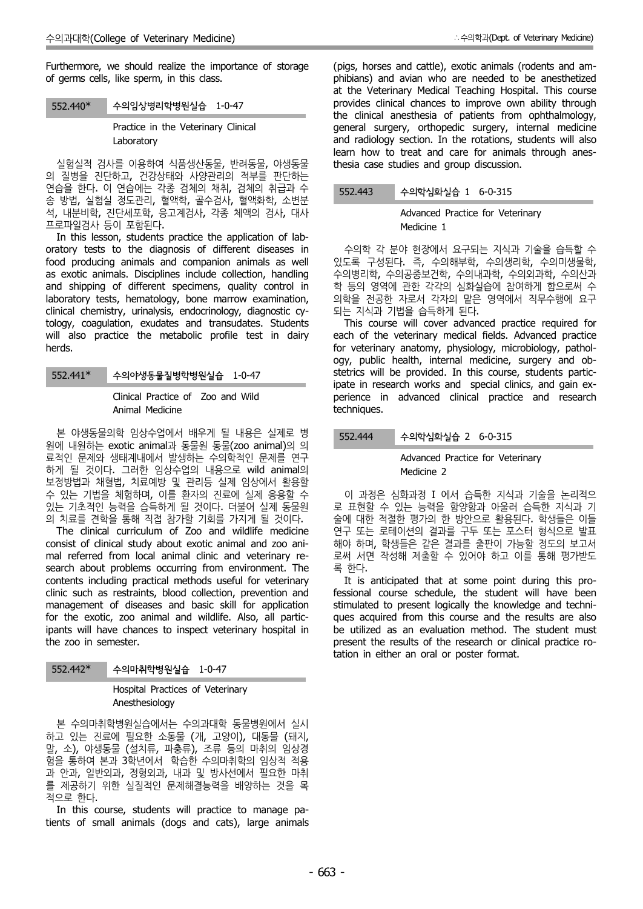Furthermore, we should realize the importance of storage of germs cells, like sperm, in this class.

### 552.440* 수의임상병리학병원실습 1-0-47

Practice in the Veterinary Clinical Laboratory

실험실적 검사를 이용하여 식품생산동물, 반려동물, 야생동물의 질병을 진단하고, 건강상태와 사양관리의 적부를 판단하는 연습을 한다. 이 연습에는 각종 검체의 채취, 검체의 취급과 수송 방법, 실험실 정도관리, 혈액학, 골수검사, 혈액화학, 소변분석, 내분비학, 진단세포학, 응고계검사, 각종 체액의 검사, 대사 프로파일검사 등이 포함된다.

In this lesson, students practice the application of laboratory tests to the diagnosis of different diseases in food producing animals and companion animals as well as exotic animals. Disciplines include collection, handling and shipping of different specimens, quality control in laboratory tests, hematology, bone marrow examination, clinical chemistry, urinalysis, endocrinology, diagnostic cytology, coagulation, exudates and transudates. Students will also practice the metabolic profile test in dairy herds.

### 552.441* 수의야생동물질병학병원실습 1-0-47

Clinical Practice of Zoo and Wild Animal Medicine

본 야생동물의학 임상수업에서 배우게 될 내용은 실제로 병원에 내원하는 exotic animal과 동물원 동물(zoo animal)의 의료적인 문제와 생태계내에서 발생하는 수의학적인 문제를 연구하게 될 것이다. 그러한 임상수업의 내용으로 wild animal의 보정방법과 채혈법, 치료예방 및 관리등 실제 임상에서 활용할 수 있는 기법을 체험하며, 이를 환자의 진료에 실제 응용할 수 있는 기초적인 능력을 습득하게 될 것이다. 더불어 실제 동물원의 치료를 견학을 통해 직접 참가할 기회를 가지게 될 것이다.

The clinical curriculum of Zoo and wildlife medicine consist of clinical study about exotic animal and zoo animal referred from local animal clinic and veterinary research about problems occurring from environment. The contents including practical methods useful for veterinary clinic such as restraints, blood collection, prevention and management of diseases and basic skill for application for the exotic, zoo animal and wildlife. Also, all participants will have chances to inspect veterinary hospital in the zoo in semester.

### 552.442* 수의마취학병원실습 1-0-47

Hospital Practices of Veterinary Anesthesiology

본 수의마취학병원실습에서는 수의과대학 동물병원에서 실시하고 있는 진료에 필요한 소동물 (개, 고양이), 대동물 (돼지, 말, 소), 야생동물 (설치류, 파충류), 조류 등의 마취의 임상경험을 통하여 본과 3학년에서 학습한 수의마취학의 임상적 적용과 안과, 일반외과, 정형외과, 내과 및 방사선에서 필요한 마취를 제공하기 위한 실질적인 문제해결능력을 배양하는 것을 목적으로 한다.

In this course, students will practice to manage patients of small animals (dogs and cats), large animals (pigs, horses and cattle), exotic animals (rodents and amphibians) and avian who are needed to be anesthetized at the Veterinary Medical Teaching Hospital. This course provides clinical chances to improve own ability through the clinical anesthesia of patients from ophthalmology, general surgery, orthopedic surgery, internal medicine and radiology section. In the rotations, students will also learn how to treat and care for animals through anesthesia case studies and group discussion.

### 552.443 수의학심화실습 1 6-0-315

Advanced Practice for Veterinary Medicine 1

수의학 각 분야 현장에서 요구되는 지식과 기술을 습득할 수 있도록 구성된다. 즉, 수의해부학, 수의생리학, 수의미생물학, 수의병리학, 수의공중보건학, 수의내과학, 수의외과학, 수의산과학 등의 영역에 관한 각각의 심화실습에 참여하게 함으로써 수의학을 전공한 자로서 각자의 맡은 영역에서 직무수행에 요구되는 지식과 기법을 습득하게 된다.

This course will cover advanced practice required for each of the veterinary medical fields. Advanced practice for veterinary anatomy, physiology, microbiology, pathology, public health, internal medicine, surgery and obstetrics will be provided. In this course, students participate in research works and special clinics, and gain experience in advanced clinical practice and research techniques.

### 552.444 수의학심화실습 2 6-0-315

Advanced Practice for Veterinary Medicine 2

이 과정은 심화과정 I 에서 습득한 지식과 기술을 논리적으로 표현할 수 있는 능력을 함양함과 아울러 습득한 지식과 기술에 대한 적절한 평가의 한 방안으로 활용된다. 학생들은 이들 연구 또는 로테이션의 결과를 구두 또는 포스터 형식으로 발표해야 하며, 학생들은 같은 결과를 출판이 가능할 정도의 보고서로써 서면 작성해 제출할 수 있어야 하고 이를 통해 평가받도록 한다.

It is anticipated that at some point during this professional course schedule, the student will have been stimulated to present logically the knowledge and techniques acquired from this course and the results are also be utilized as an evaluation method. The student must present the results of the research or clinical practice rotation in either an oral or poster format.